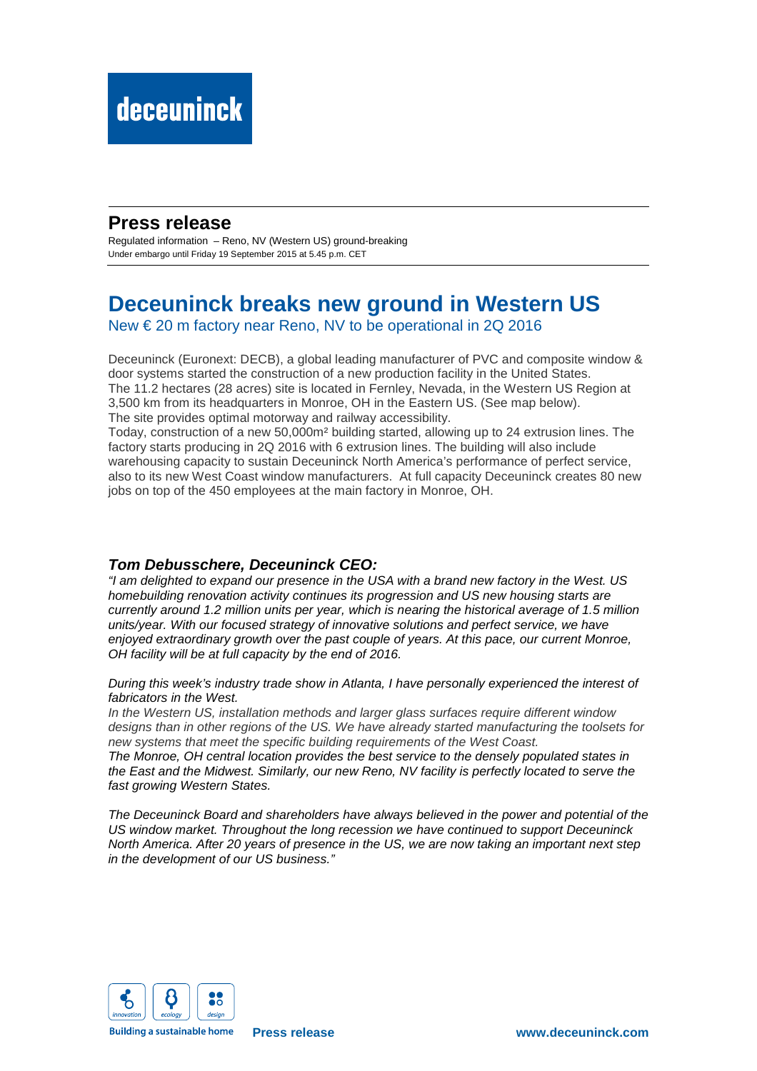deceuninck

## Press release

Regulated information – Reno, NV (Western US) ground-breaking
Under embargo until Friday 19 September 2015 at 5.45 p.m. CET

# Deceuninck breaks new ground in Western US

New € 20 m factory near Reno, NV to be operational in 2Q 2016

Deceuninck (Euronext: DECB), a global leading manufacturer of PVC and composite window & door systems started the construction of a new production facility in the United States. The 11.2 hectares (28 acres) site is located in Fernley, Nevada, in the Western US Region at 3,500 km from its headquarters in Monroe, OH in the Eastern US. (See map below). The site provides optimal motorway and railway accessibility.
Today, construction of a new 50,000m² building started, allowing up to 24 extrusion lines. The factory starts producing in 2Q 2016 with 6 extrusion lines. The building will also include warehousing capacity to sustain Deceuninck North America's performance of perfect service, also to its new West Coast window manufacturers. At full capacity Deceuninck creates 80 new jobs on top of the 450 employees at the main factory in Monroe, OH.

### *Tom Debusschere, Deceuninck CEO:*

*"I am delighted to expand our presence in the USA with a brand new factory in the West. US homebuilding renovation activity continues its progression and US new housing starts are currently around 1.2 million units per year, which is nearing the historical average of 1.5 million units/year. With our focused strategy of innovative solutions and perfect service, we have enjoyed extraordinary growth over the past couple of years. At this pace, our current Monroe, OH facility will be at full capacity by the end of 2016.*

*During this week's industry trade show in Atlanta, I have personally experienced the interest of fabricators in the West.*
*In the Western US, installation methods and larger glass surfaces require different window designs than in other regions of the US. We have already started manufacturing the toolsets for new systems that meet the specific building requirements of the West Coast.*
*The Monroe, OH central location provides the best service to the densely populated states in the East and the Midwest. Similarly, our new Reno, NV facility is perfectly located to serve the fast growing Western States.*

*The Deceuninck Board and shareholders have always believed in the power and potential of the US window market. Throughout the long recession we have continued to support Deceuninck North America. After 20 years of presence in the US, we are now taking an important next step in the development of our US business."*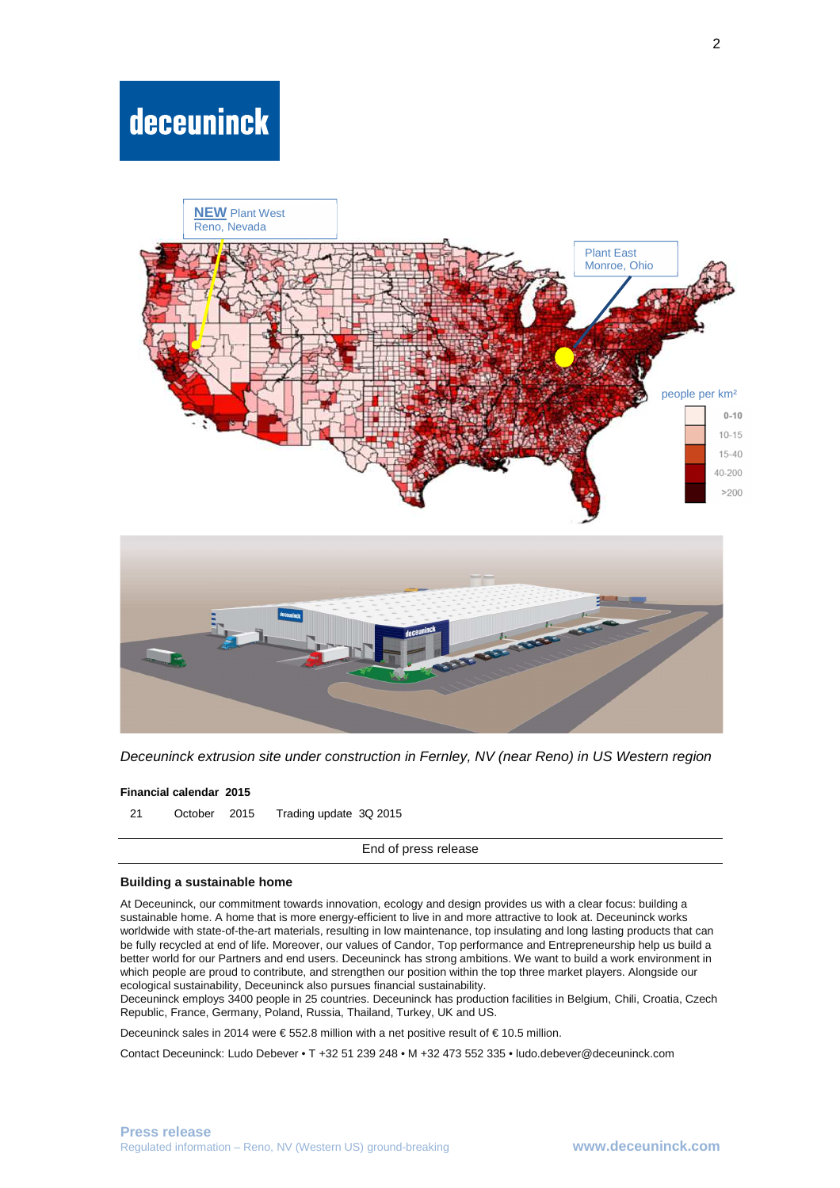NEW Plant West
Reno, Nevada

Plant East
Monroe, Ohio

people per km²

0-10
10-15
15-40
40-200
>200

*Deceuninck extrusion site under construction in Fernley, NV (near Reno) in US Western region*

**Financial calendar 2015**

| | | | |
|---|---|---|---|
| 21 | October | 2015 | Trading update 3Q 2015 |

End of press release

### Building a sustainable home

At Deceuninck, our commitment towards innovation, ecology and design provides us with a clear focus: building a sustainable home. A home that is more energy-efficient to live in and more attractive to look at. Deceuninck works worldwide with state-of-the-art materials, resulting in low maintenance, top insulating and long lasting products that can be fully recycled at end of life. Moreover, our values of Candor, Top performance and Entrepreneurship help us build a better world for our Partners and end users. Deceuninck has strong ambitions. We want to build a work environment in which people are proud to contribute, and strengthen our position within the top three market players. Alongside our ecological sustainability, Deceuninck also pursues financial sustainability.
Deceuninck employs 3400 people in 25 countries. Deceuninck has production facilities in Belgium, Chili, Croatia, Czech Republic, France, Germany, Poland, Russia, Thailand, Turkey, UK and US.

Deceuninck sales in 2014 were € 552.8 million with a net positive result of € 10.5 million.

Contact Deceuninck: Ludo Debever • T +32 51 239 248 • M +32 473 552 335 • ludo.debever@deceuninck.com